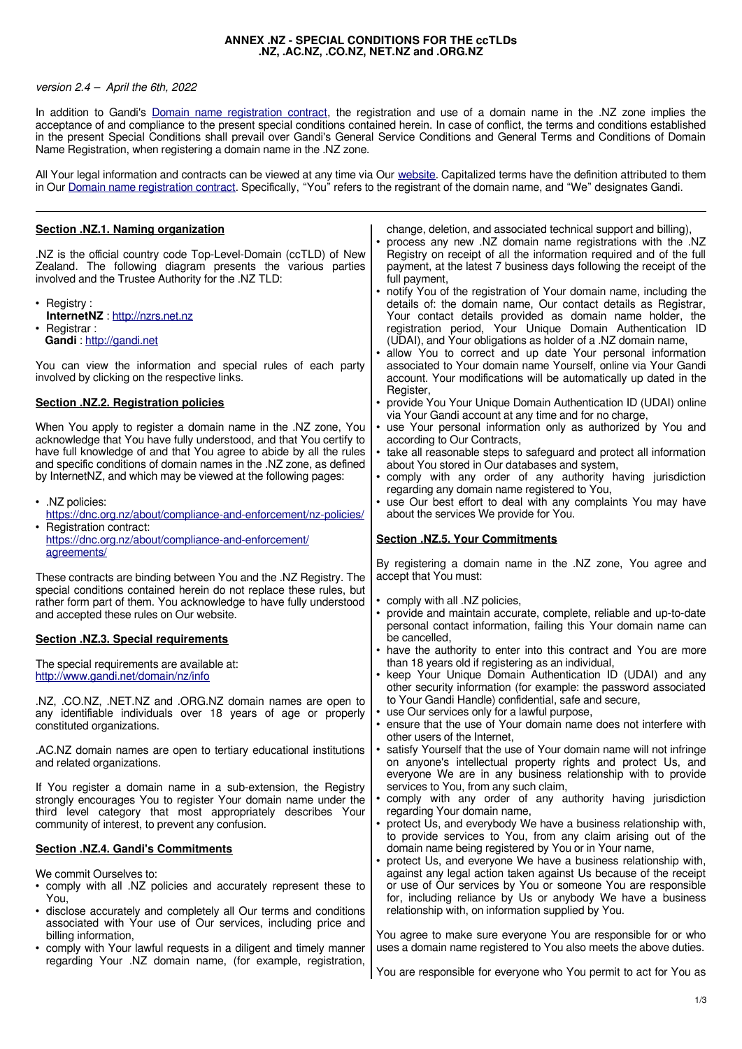# ANNEX .NZ - SPECIAL CONDITIONS FOR THE ccTLDs .NZ, .AC.NZ, .CO.NZ, NET.NZ and .ORG.NZ

*version 2.4 – April the 6th, 2022*

In addition to Gandi's Domain name registration contract, the registration and use of a domain name in the .NZ zone implies the acceptance of and compliance to the present special conditions contained herein. In case of conflict, the terms and conditions established in the present Special Conditions shall prevail over Gandi's General Service Conditions and General Terms and Conditions of Domain Name Registration, when registering a domain name in the .NZ zone.

All Your legal information and contracts can be viewed at any time via Our website. Capitalized terms have the definition attributed to them in Our Domain name registration contract. Specifically, "You" refers to the registrant of the domain name, and "We" designates Gandi.

---

## Section .NZ.1. Naming organization

.NZ is the official country code Top-Level-Domain (ccTLD) of New Zealand. The following diagram presents the various parties involved and the Trustee Authority for the .NZ TLD:

- Registry :
  **InternetNZ** : http://nzrs.net.nz
- Registrar :
  **Gandi** : http://gandi.net

You can view the information and special rules of each party involved by clicking on the respective links.

## Section .NZ.2. Registration policies

When You apply to register a domain name in the .NZ zone, You acknowledge that You have fully understood, and that You certify to have full knowledge of and that You agree to abide by all the rules and specific conditions of domain names in the .NZ zone, as defined by InternetNZ, and which may be viewed at the following pages:

- .NZ policies:
  https://dnc.org.nz/about/compliance-and-enforcement/nz-policies/
- Registration contract:
  https://dnc.org.nz/about/compliance-and-enforcement/agreements/

These contracts are binding between You and the .NZ Registry. The special conditions contained herein do not replace these rules, but rather form part of them. You acknowledge to have fully understood and accepted these rules on Our website.

## Section .NZ.3. Special requirements

The special requirements are available at:
http://www.gandi.net/domain/nz/info

.NZ, .CO.NZ, .NET.NZ and .ORG.NZ domain names are open to any identifiable individuals over 18 years of age or properly constituted organizations.

.AC.NZ domain names are open to tertiary educational institutions and related organizations.

If You register a domain name in a sub-extension, the Registry strongly encourages You to register Your domain name under the third level category that most appropriately describes Your community of interest, to prevent any confusion.

## Section .NZ.4. Gandi's Commitments

We commit Ourselves to:

- comply with all .NZ policies and accurately represent these to You,
- disclose accurately and completely all Our terms and conditions associated with Your use of Our services, including price and billing information,
- comply with Your lawful requests in a diligent and timely manner regarding Your .NZ domain name, (for example, registration, change, deletion, and associated technical support and billing),
- process any new .NZ domain name registrations with the .NZ Registry on receipt of all the information required and of the full payment, at the latest 7 business days following the receipt of the full payment,
- notify You of the registration of Your domain name, including the details of: the domain name, Our contact details as Registrar, Your contact details provided as domain name holder, the registration period, Your Unique Domain Authentication ID (UDAI), and Your obligations as holder of a .NZ domain name,
- allow You to correct and up date Your personal information associated to Your domain name Yourself, online via Your Gandi account. Your modifications will be automatically up dated in the Register,
- provide You Your Unique Domain Authentication ID (UDAI) online via Your Gandi account at any time and for no charge,
- use Your personal information only as authorized by You and according to Our Contracts,
- take all reasonable steps to safeguard and protect all information about You stored in Our databases and system,
- comply with any order of any authority having jurisdiction regarding any domain name registered to You,
- use Our best effort to deal with any complaints You may have about the services We provide for You.

## Section .NZ.5. Your Commitments

By registering a domain name in the .NZ zone, You agree and accept that You must:

- comply with all .NZ policies,
- provide and maintain accurate, complete, reliable and up-to-date personal contact information, failing this Your domain name can be cancelled,
- have the authority to enter into this contract and You are more than 18 years old if registering as an individual,
- keep Your Unique Domain Authentication ID (UDAI) and any other security information (for example: the password associated to Your Gandi Handle) confidential, safe and secure,
- use Our services only for a lawful purpose,
- ensure that the use of Your domain name does not interfere with other users of the Internet,
- satisfy Yourself that the use of Your domain name will not infringe on anyone's intellectual property rights and protect Us, and everyone We are in any business relationship with to provide services to You, from any such claim,
- comply with any order of any authority having jurisdiction regarding Your domain name,
- protect Us, and everybody We have a business relationship with, to provide services to You, from any claim arising out of the domain name being registered by You or in Your name,
- protect Us, and everyone We have a business relationship with, against any legal action taken against Us because of the receipt or use of Our services by You or someone You are responsible for, including reliance by Us or anybody We have a business relationship with, on information supplied by You.

You agree to make sure everyone You are responsible for or who uses a domain name registered to You also meets the above duties.

You are responsible for everyone who You permit to act for You as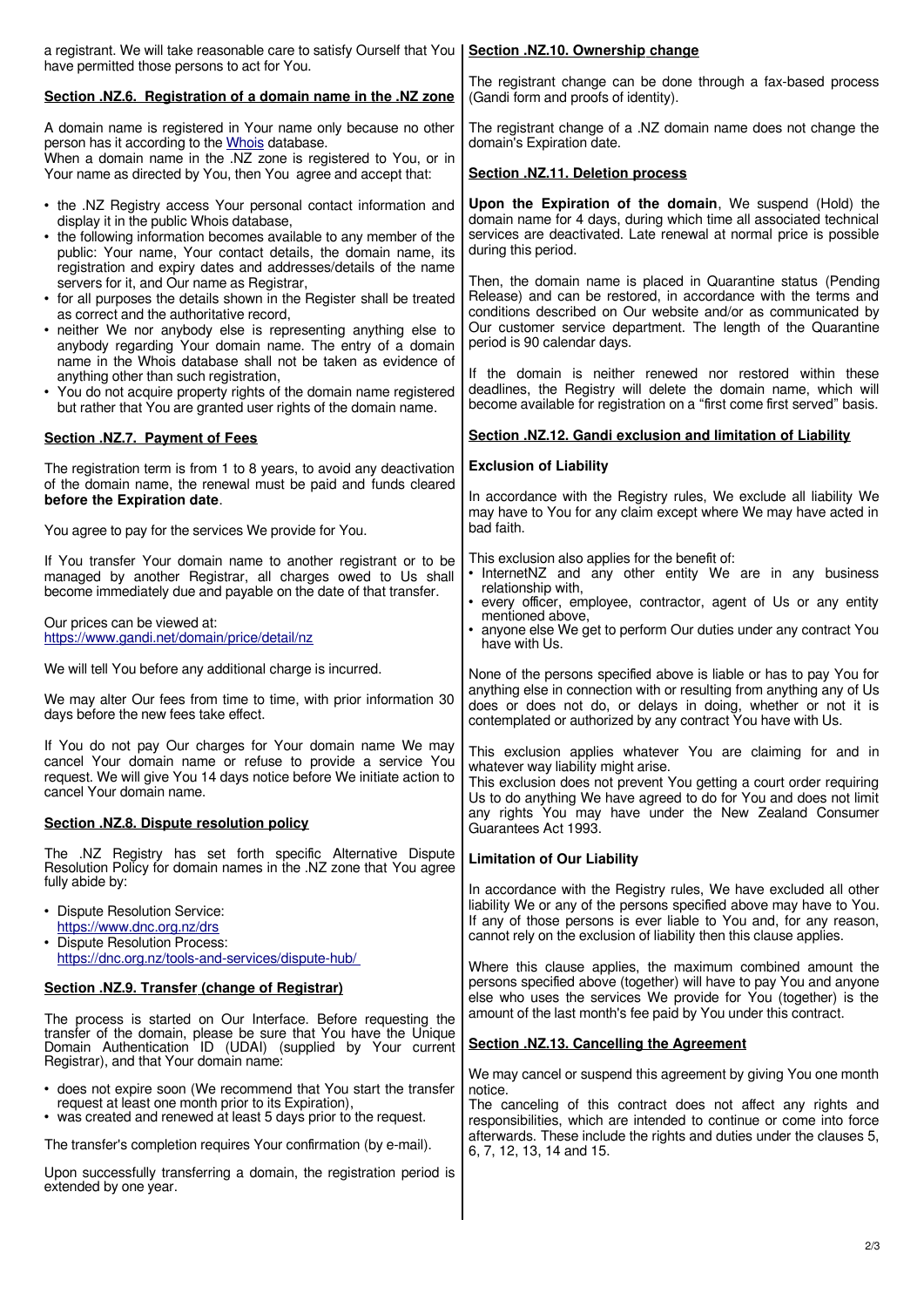a registrant. We will take reasonable care to satisfy Ourself that You have permitted those persons to act for You.

## Section .NZ.6. Registration of a domain name in the .NZ zone

A domain name is registered in Your name only because no other person has it according to the Whois database.
When a domain name in the .NZ zone is registered to You, or in Your name as directed by You, then You agree and accept that:

- the .NZ Registry access Your personal contact information and display it in the public Whois database,
- the following information becomes available to any member of the public: Your name, Your contact details, the domain name, its registration and expiry dates and addresses/details of the name servers for it, and Our name as Registrar,
- for all purposes the details shown in the Register shall be treated as correct and the authoritative record,
- neither We nor anybody else is representing anything else to anybody regarding Your domain name. The entry of a domain name in the Whois database shall not be taken as evidence of anything other than such registration,
- You do not acquire property rights of the domain name registered but rather that You are granted user rights of the domain name.

## Section .NZ.7. Payment of Fees

The registration term is from 1 to 8 years, to avoid any deactivation of the domain name, the renewal must be paid and funds cleared **before the Expiration date**.

You agree to pay for the services We provide for You.

If You transfer Your domain name to another registrant or to be managed by another Registrar, all charges owed to Us shall become immediately due and payable on the date of that transfer.

Our prices can be viewed at:
https://www.gandi.net/domain/price/detail/nz

We will tell You before any additional charge is incurred.

We may alter Our fees from time to time, with prior information 30 days before the new fees take effect.

If You do not pay Our charges for Your domain name We may cancel Your domain name or refuse to provide a service You request. We will give You 14 days notice before We initiate action to cancel Your domain name.

## Section .NZ.8. Dispute resolution policy

The .NZ Registry has set forth specific Alternative Dispute Resolution Policy for domain names in the .NZ zone that You agree fully abide by:

- Dispute Resolution Service:
  https://www.dnc.org.nz/drs
- Dispute Resolution Process:
  https://dnc.org.nz/tools-and-services/dispute-hub/

## Section .NZ.9. Transfer (change of Registrar)

The process is started on Our Interface. Before requesting the transfer of the domain, please be sure that You have the Unique Domain Authentication ID (UDAI) (supplied by Your current Registrar), and that Your domain name:

- does not expire soon (We recommend that You start the transfer request at least one month prior to its Expiration),
- was created and renewed at least 5 days prior to the request.

The transfer's completion requires Your confirmation (by e-mail).

Upon successfully transferring a domain, the registration period is extended by one year.

## Section .NZ.10. Ownership change

The registrant change can be done through a fax-based process (Gandi form and proofs of identity).

The registrant change of a .NZ domain name does not change the domain's Expiration date.

## Section .NZ.11. Deletion process

**Upon the Expiration of the domain**, We suspend (Hold) the domain name for 4 days, during which time all associated technical services are deactivated. Late renewal at normal price is possible during this period.

Then, the domain name is placed in Quarantine status (Pending Release) and can be restored, in accordance with the terms and conditions described on Our website and/or as communicated by Our customer service department. The length of the Quarantine period is 90 calendar days.

If the domain is neither renewed nor restored within these deadlines, the Registry will delete the domain name, which will become available for registration on a "first come first served" basis.

## Section .NZ.12. Gandi exclusion and limitation of Liability

### Exclusion of Liability

In accordance with the Registry rules, We exclude all liability We may have to You for any claim except where We may have acted in bad faith.

This exclusion also applies for the benefit of:

- InternetNZ and any other entity We are in any business relationship with,
- every officer, employee, contractor, agent of Us or any entity mentioned above,
- anyone else We get to perform Our duties under any contract You have with Us.

None of the persons specified above is liable or has to pay You for anything else in connection with or resulting from anything any of Us does or does not do, or delays in doing, whether or not it is contemplated or authorized by any contract You have with Us.

This exclusion applies whatever You are claiming for and in whatever way liability might arise.
This exclusion does not prevent You getting a court order requiring Us to do anything We have agreed to do for You and does not limit any rights You may have under the New Zealand Consumer Guarantees Act 1993.

### Limitation of Our Liability

In accordance with the Registry rules, We have excluded all other liability We or any of the persons specified above may have to You. If any of those persons is ever liable to You and, for any reason, cannot rely on the exclusion of liability then this clause applies.

Where this clause applies, the maximum combined amount the persons specified above (together) will have to pay You and anyone else who uses the services We provide for You (together) is the amount of the last month's fee paid by You under this contract.

## Section .NZ.13. Cancelling the Agreement

We may cancel or suspend this agreement by giving You one month notice.
The canceling of this contract does not affect any rights and responsibilities, which are intended to continue or come into force afterwards. These include the rights and duties under the clauses 5, 6, 7, 12, 13, 14 and 15.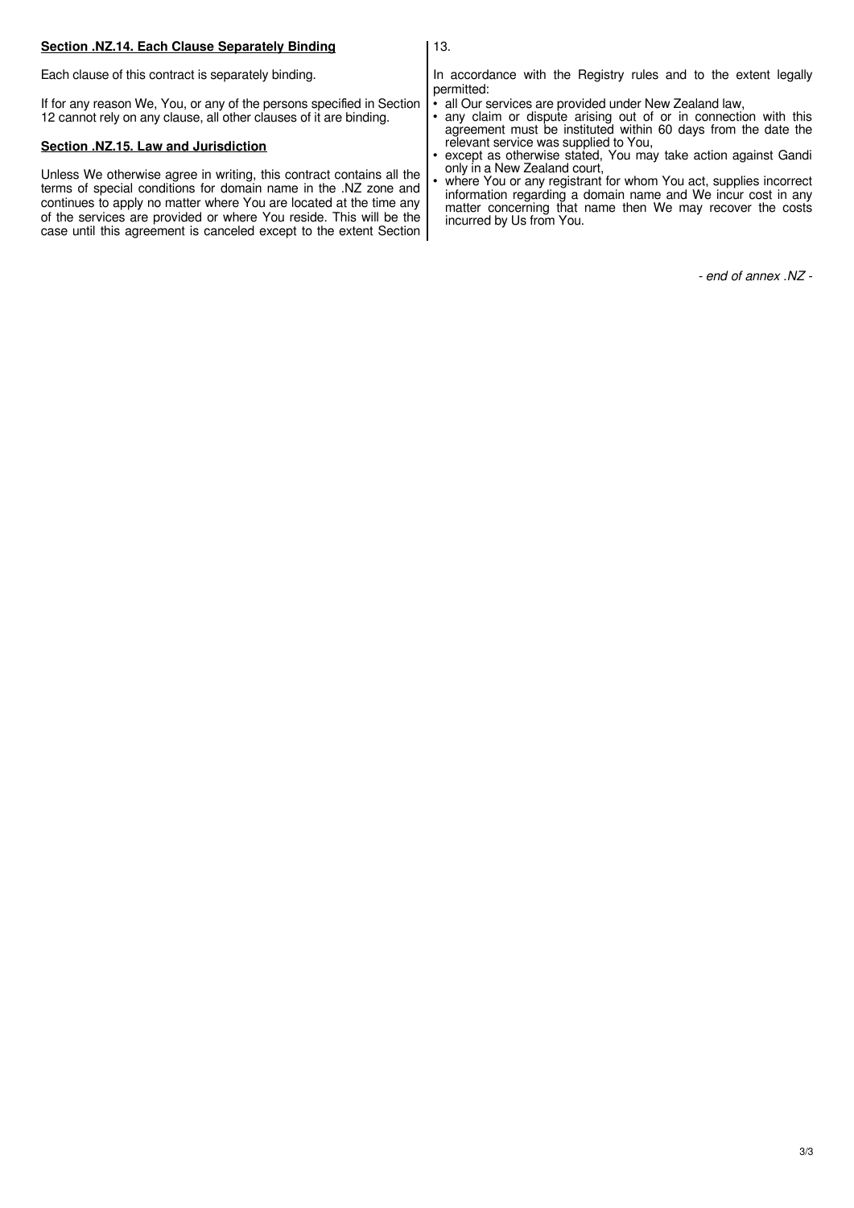### Section .NZ.14. Each Clause Separately Binding

Each clause of this contract is separately binding.

If for any reason We, You, or any of the persons specified in Section 12 cannot rely on any clause, all other clauses of it are binding.

### Section .NZ.15. Law and Jurisdiction

Unless We otherwise agree in writing, this contract contains all the terms of special conditions for domain name in the .NZ zone and continues to apply no matter where You are located at the time any of the services are provided or where You reside. This will be the case until this agreement is canceled except to the extent Section 13.

In accordance with the Registry rules and to the extent legally permitted:

- all Our services are provided under New Zealand law,
- any claim or dispute arising out of or in connection with this agreement must be instituted within 60 days from the date the relevant service was supplied to You,
- except as otherwise stated, You may take action against Gandi only in a New Zealand court,
- where You or any registrant for whom You act, supplies incorrect information regarding a domain name and We incur cost in any matter concerning that name then We may recover the costs incurred by Us from You.

*- end of annex .NZ -*